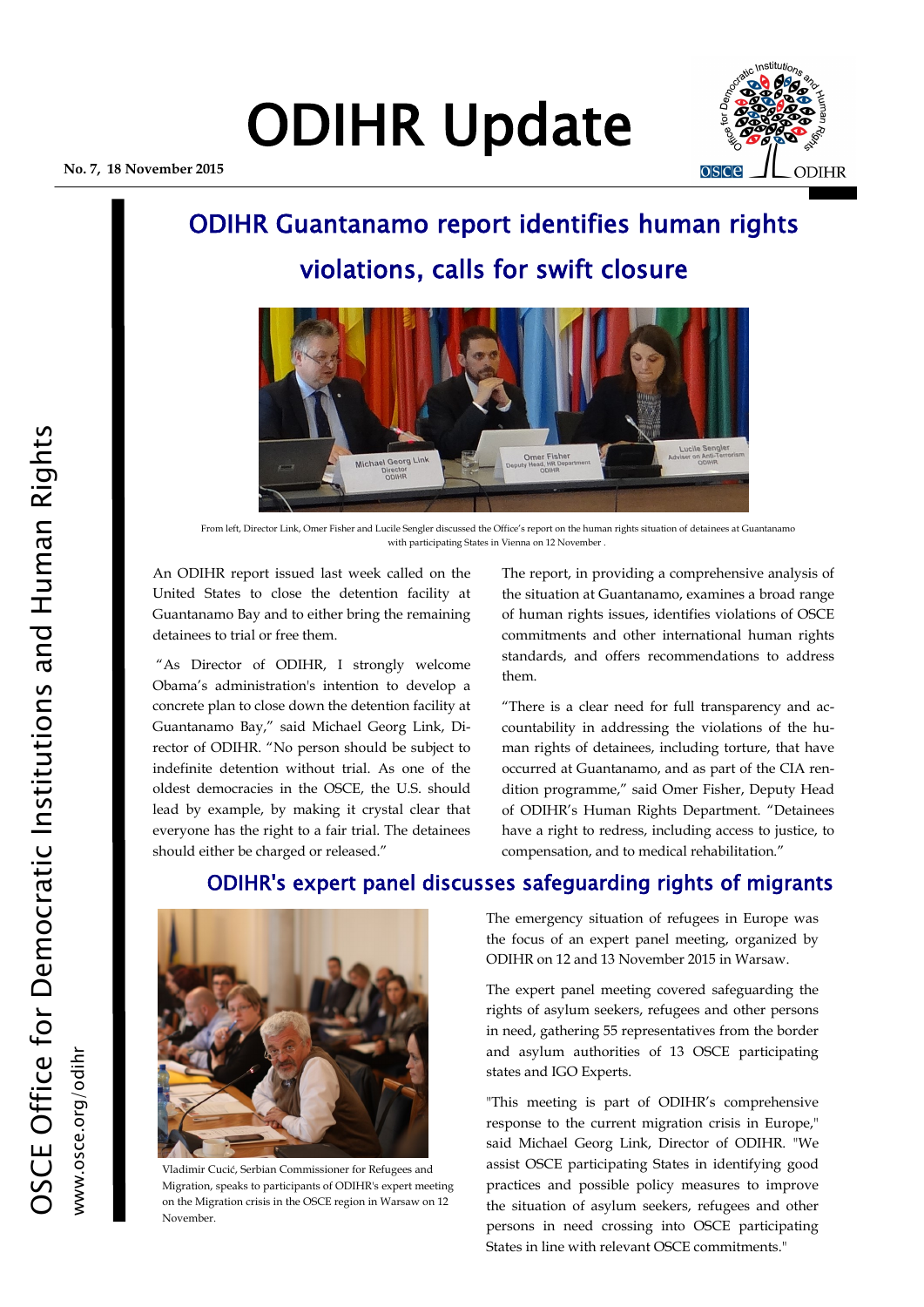# ODIHR Update

No. 7, 18 November 2015

OSCE Office for Democratic Institutions and Human Rights

www.osce.org/odihr

## ODIHR Guantanamo report identifies human rights violations, calls for swift closure

From left, Director Link, Omer Fisher and Lucile Sengler discussed the Office's report on the human rights situation of detainees at Guantanamo with participating States in Vienna on 12 November .

An ODIHR report issued last week called on the United States to close the detention facility at Guantanamo Bay and to either bring the remaining detainees to trial or free them.

"As Director of ODIHR, I strongly welcome Obama's administration's intention to develop a concrete plan to close down the detention facility at Guantanamo Bay," said Michael Georg Link, Director of ODIHR. "No person should be subject to indefinite detention without trial. As one of the oldest democracies in the OSCE, the U.S. should lead by example, by making it crystal clear that everyone has the right to a fair trial. The detainees should either be charged or released."

The report, in providing a comprehensive analysis of the situation at Guantanamo, examines a broad range of human rights issues, identifies violations of OSCE commitments and other international human rights standards, and offers recommendations to address them.

"There is a clear need for full transparency and accountability in addressing the violations of the human rights of detainees, including torture, that have occurred at Guantanamo, and as part of the CIA rendition programme," said Omer Fisher, Deputy Head of ODIHR's Human Rights Department. "Detainees have a right to redress, including access to justice, to compensation, and to medical rehabilitation."

## ODIHR's expert panel discusses safeguarding rights of migrants

Vladimir Cucić, Serbian Commissioner for Refugees and Migration, speaks to participants of ODIHR's expert meeting on the Migration crisis in the OSCE region in Warsaw on 12 November.

The emergency situation of refugees in Europe was the focus of an expert panel meeting, organized by ODIHR on 12 and 13 November 2015 in Warsaw.

The expert panel meeting covered safeguarding the rights of asylum seekers, refugees and other persons in need, gathering 55 representatives from the border and asylum authorities of 13 OSCE participating states and IGO Experts.

"This meeting is part of ODIHR's comprehensive response to the current migration crisis in Europe," said Michael Georg Link, Director of ODIHR. "We assist OSCE participating States in identifying good practices and possible policy measures to improve the situation of asylum seekers, refugees and other persons in need crossing into OSCE participating States in line with relevant OSCE commitments."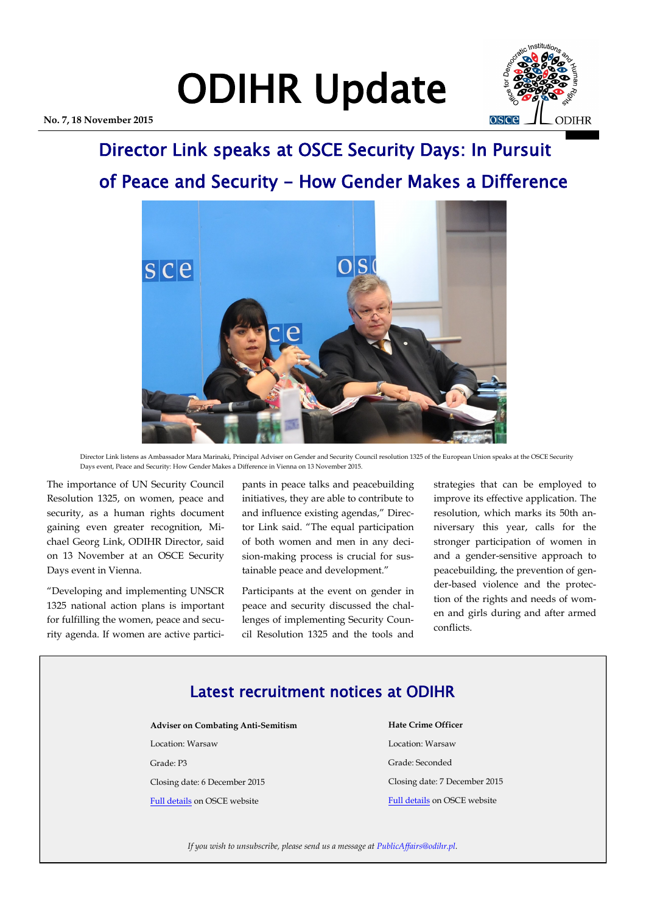# ODIHR Update

**No. 7, 18 November 2015**

## Director Link speaks at OSCE Security Days: In Pursuit of Peace and Security – How Gender Makes a Difference

Director Link listens as Ambassador Mara Marinaki, Principal Adviser on Gender and Security Council resolution 1325 of the European Union speaks at the OSCE Security Days event, Peace and Security: How Gender Makes a Difference in Vienna on 13 November 2015.

The importance of UN Security Council Resolution 1325, on women, peace and security, as a human rights document gaining even greater recognition, Michael Georg Link, ODIHR Director, said on 13 November at an OSCE Security Days event in Vienna.

"Developing and implementing UNSCR 1325 national action plans is important for fulfilling the women, peace and security agenda. If women are active participants in peace talks and peacebuilding initiatives, they are able to contribute to and influence existing agendas," Director Link said. "The equal participation of both women and men in any decision-making process is crucial for sustainable peace and development."

Participants at the event on gender in peace and security discussed the challenges of implementing Security Council Resolution 1325 and the tools and strategies that can be employed to improve its effective application. The resolution, which marks its 50th anniversary this year, calls for the stronger participation of women in and a gender-sensitive approach to peacebuilding, the prevention of gender-based violence and the protection of the rights and needs of women and girls during and after armed conflicts.

## Latest recruitment notices at ODIHR

**Adviser on Combating Anti-Semitism**

Location: Warsaw

Grade: P3

Closing date: 6 December 2015

Full details on OSCE website

**Hate Crime Officer**

Location: Warsaw

Grade: Seconded

Closing date: 7 December 2015

Full details on OSCE website

*If you wish to unsubscribe, please send us a message at PublicAffairs@odihr.pl.*